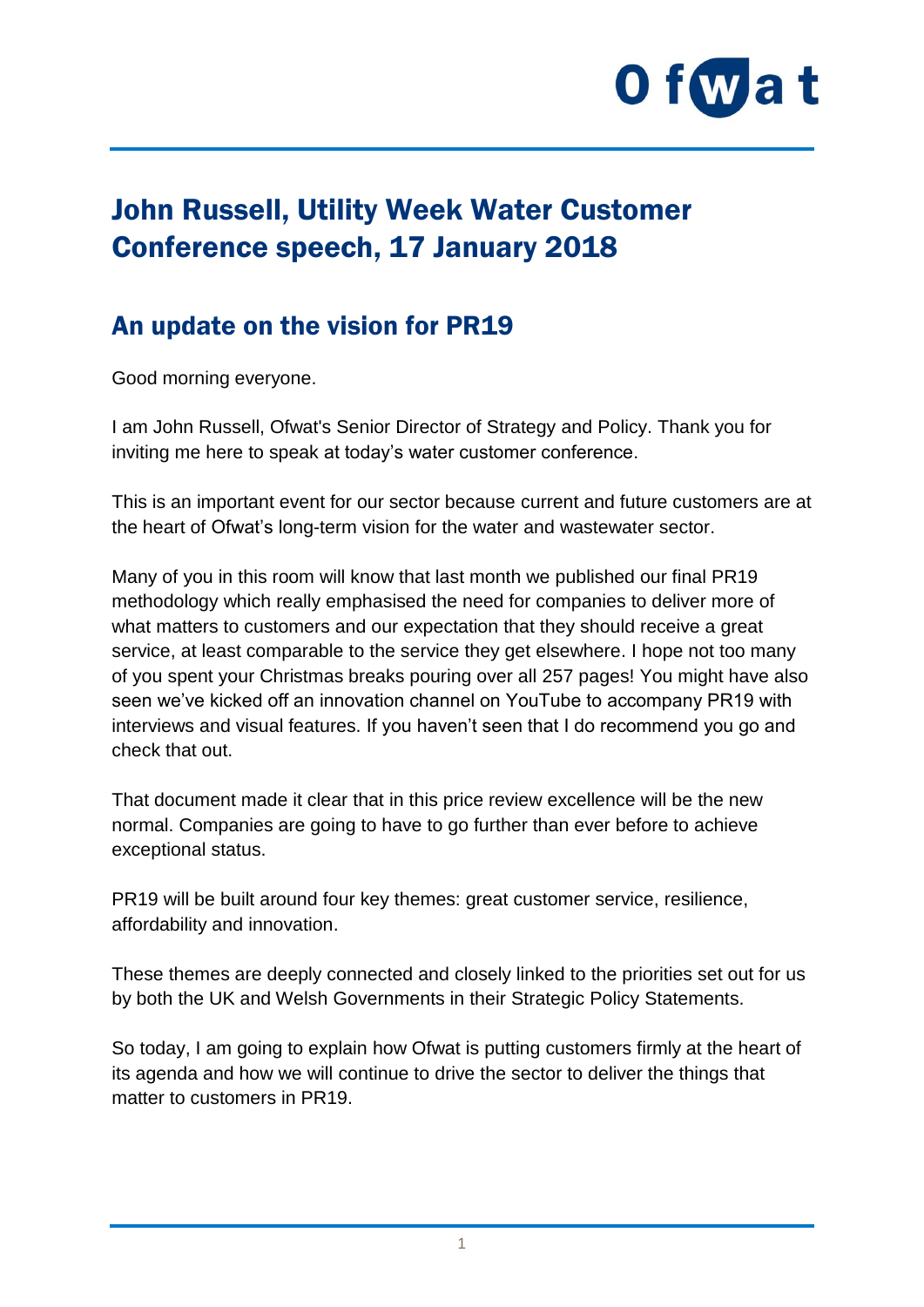# John Russell, Utility Week Water Customer Conference speech, 17 January 2018

## An update on the vision for PR19

Good morning everyone.

I am John Russell, Ofwat's Senior Director of Strategy and Policy. Thank you for inviting me here to speak at today's water customer conference.

This is an important event for our sector because current and future customers are at the heart of Ofwat's long-term vision for the water and wastewater sector.

Many of you in this room will know that last month we published our final PR19 methodology which really emphasised the need for companies to deliver more of what matters to customers and our expectation that they should receive a great service, at least comparable to the service they get elsewhere. I hope not too many of you spent your Christmas breaks pouring over all 257 pages! You might have also seen we've kicked off an innovation channel on YouTube to accompany PR19 with interviews and visual features. If you haven't seen that I do recommend you go and check that out.

That document made it clear that in this price review excellence will be the new normal. Companies are going to have to go further than ever before to achieve exceptional status.

PR19 will be built around four key themes: great customer service, resilience, affordability and innovation.

These themes are deeply connected and closely linked to the priorities set out for us by both the UK and Welsh Governments in their Strategic Policy Statements.

So today, I am going to explain how Ofwat is putting customers firmly at the heart of its agenda and how we will continue to drive the sector to deliver the things that matter to customers in PR19.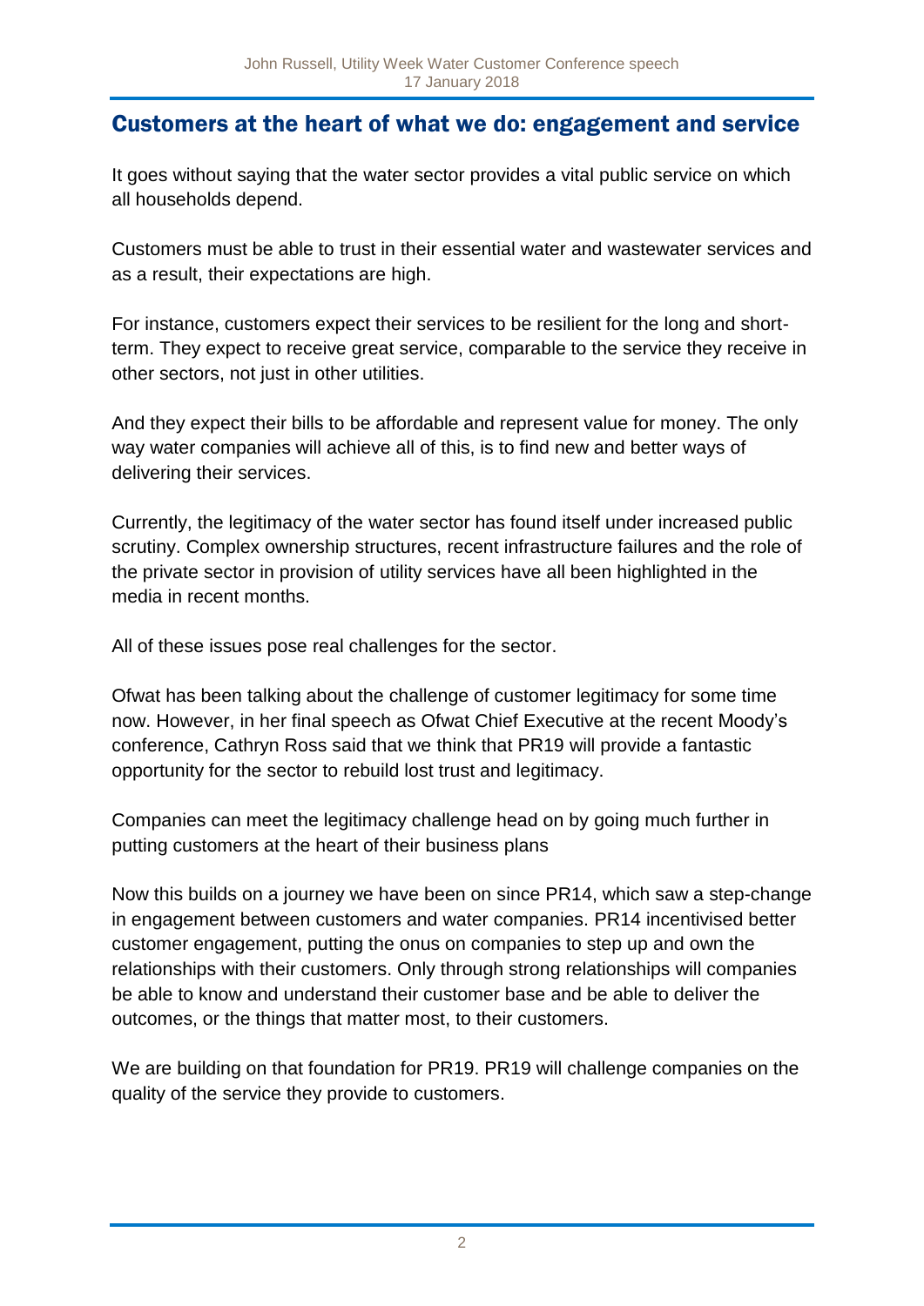## Customers at the heart of what we do: engagement and service

It goes without saying that the water sector provides a vital public service on which all households depend.

Customers must be able to trust in their essential water and wastewater services and as a result, their expectations are high.

For instance, customers expect their services to be resilient for the long and short-term. They expect to receive great service, comparable to the service they receive in other sectors, not just in other utilities.

And they expect their bills to be affordable and represent value for money. The only way water companies will achieve all of this, is to find new and better ways of delivering their services.

Currently, the legitimacy of the water sector has found itself under increased public scrutiny. Complex ownership structures, recent infrastructure failures and the role of the private sector in provision of utility services have all been highlighted in the media in recent months.

All of these issues pose real challenges for the sector.

Ofwat has been talking about the challenge of customer legitimacy for some time now. However, in her final speech as Ofwat Chief Executive at the recent Moody's conference, Cathryn Ross said that we think that PR19 will provide a fantastic opportunity for the sector to rebuild lost trust and legitimacy.

Companies can meet the legitimacy challenge head on by going much further in putting customers at the heart of their business plans

Now this builds on a journey we have been on since PR14, which saw a step-change in engagement between customers and water companies. PR14 incentivised better customer engagement, putting the onus on companies to step up and own the relationships with their customers. Only through strong relationships will companies be able to know and understand their customer base and be able to deliver the outcomes, or the things that matter most, to their customers.

We are building on that foundation for PR19. PR19 will challenge companies on the quality of the service they provide to customers.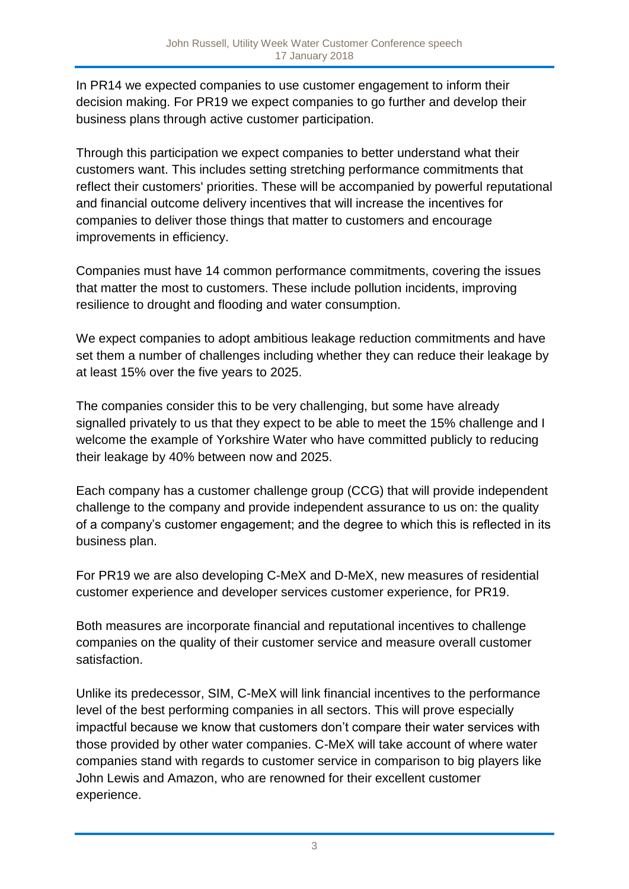In PR14 we expected companies to use customer engagement to inform their decision making. For PR19 we expect companies to go further and develop their business plans through active customer participation.

Through this participation we expect companies to better understand what their customers want. This includes setting stretching performance commitments that reflect their customers' priorities. These will be accompanied by powerful reputational and financial outcome delivery incentives that will increase the incentives for companies to deliver those things that matter to customers and encourage improvements in efficiency.

Companies must have 14 common performance commitments, covering the issues that matter the most to customers. These include pollution incidents, improving resilience to drought and flooding and water consumption.

We expect companies to adopt ambitious leakage reduction commitments and have set them a number of challenges including whether they can reduce their leakage by at least 15% over the five years to 2025.

The companies consider this to be very challenging, but some have already signalled privately to us that they expect to be able to meet the 15% challenge and I welcome the example of Yorkshire Water who have committed publicly to reducing their leakage by 40% between now and 2025.

Each company has a customer challenge group (CCG) that will provide independent challenge to the company and provide independent assurance to us on: the quality of a company's customer engagement; and the degree to which this is reflected in its business plan.

For PR19 we are also developing C-MeX and D-MeX, new measures of residential customer experience and developer services customer experience, for PR19.

Both measures are incorporate financial and reputational incentives to challenge companies on the quality of their customer service and measure overall customer satisfaction.

Unlike its predecessor, SIM, C-MeX will link financial incentives to the performance level of the best performing companies in all sectors. This will prove especially impactful because we know that customers don't compare their water services with those provided by other water companies. C-MeX will take account of where water companies stand with regards to customer service in comparison to big players like John Lewis and Amazon, who are renowned for their excellent customer experience.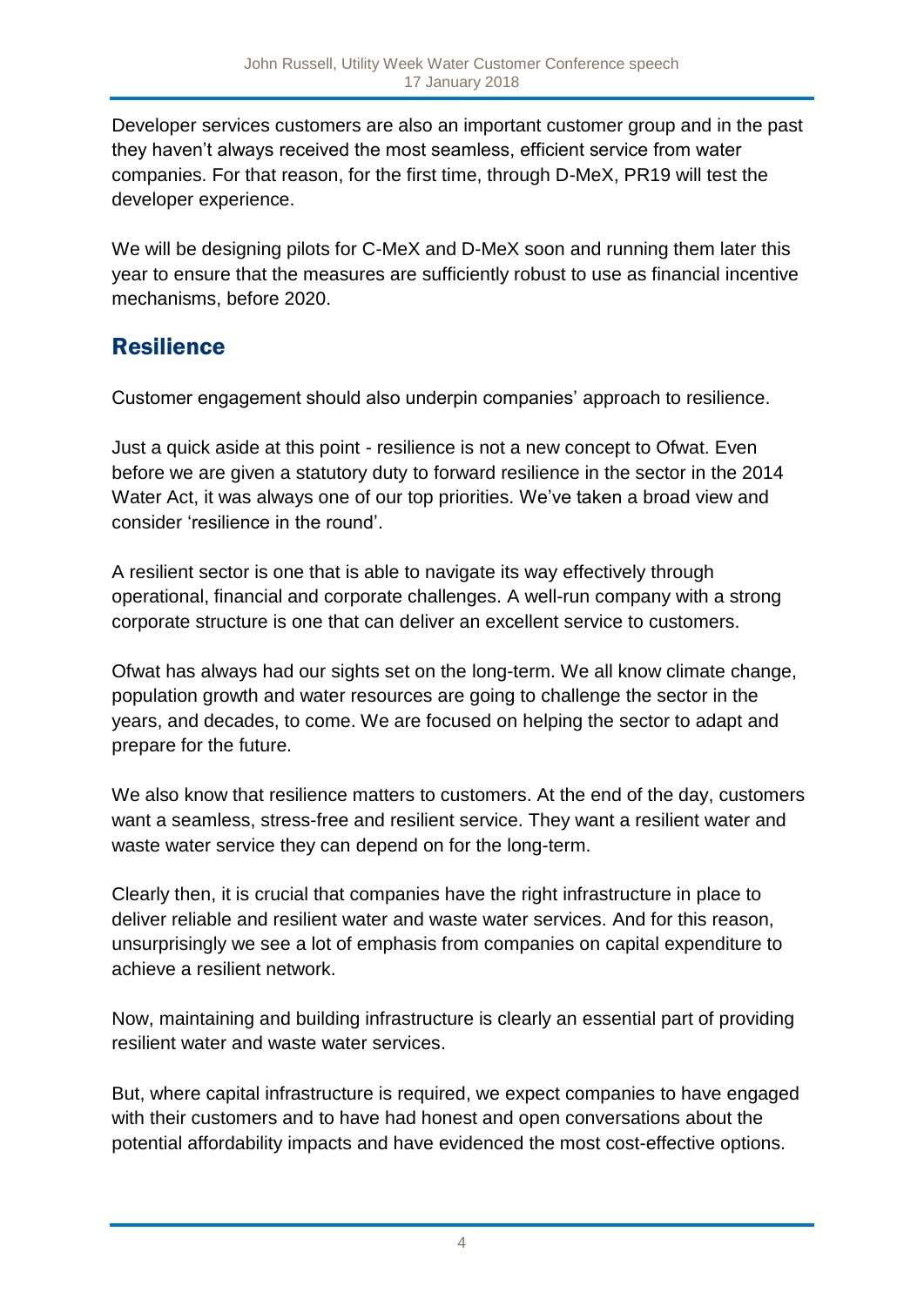Developer services customers are also an important customer group and in the past they haven't always received the most seamless, efficient service from water companies. For that reason, for the first time, through D-MeX, PR19 will test the developer experience.

We will be designing pilots for C-MeX and D-MeX soon and running them later this year to ensure that the measures are sufficiently robust to use as financial incentive mechanisms, before 2020.

## Resilience

Customer engagement should also underpin companies' approach to resilience.

Just a quick aside at this point - resilience is not a new concept to Ofwat. Even before we are given a statutory duty to forward resilience in the sector in the 2014 Water Act, it was always one of our top priorities. We've taken a broad view and consider 'resilience in the round'.

A resilient sector is one that is able to navigate its way effectively through operational, financial and corporate challenges. A well-run company with a strong corporate structure is one that can deliver an excellent service to customers.

Ofwat has always had our sights set on the long-term. We all know climate change, population growth and water resources are going to challenge the sector in the years, and decades, to come. We are focused on helping the sector to adapt and prepare for the future.

We also know that resilience matters to customers. At the end of the day, customers want a seamless, stress-free and resilient service. They want a resilient water and waste water service they can depend on for the long-term.

Clearly then, it is crucial that companies have the right infrastructure in place to deliver reliable and resilient water and waste water services. And for this reason, unsurprisingly we see a lot of emphasis from companies on capital expenditure to achieve a resilient network.

Now, maintaining and building infrastructure is clearly an essential part of providing resilient water and waste water services.

But, where capital infrastructure is required, we expect companies to have engaged with their customers and to have had honest and open conversations about the potential affordability impacts and have evidenced the most cost-effective options.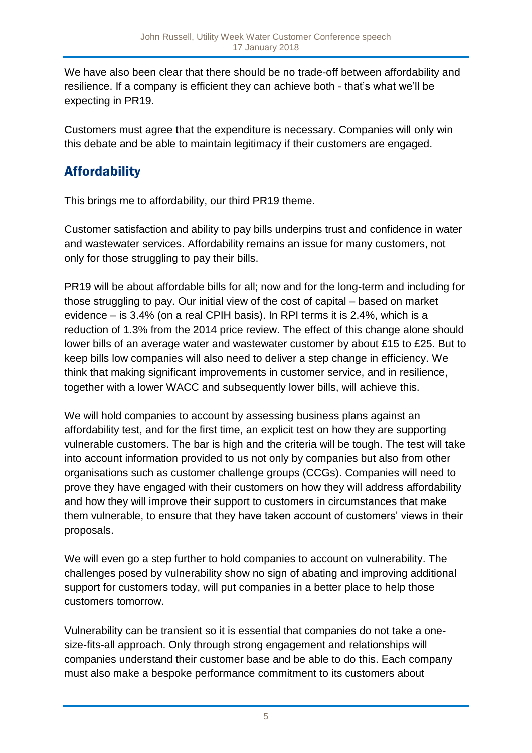We have also been clear that there should be no trade-off between affordability and resilience. If a company is efficient they can achieve both - that's what we'll be expecting in PR19.

Customers must agree that the expenditure is necessary. Companies will only win this debate and be able to maintain legitimacy if their customers are engaged.

## Affordability

This brings me to affordability, our third PR19 theme.

Customer satisfaction and ability to pay bills underpins trust and confidence in water and wastewater services. Affordability remains an issue for many customers, not only for those struggling to pay their bills.

PR19 will be about affordable bills for all; now and for the long-term and including for those struggling to pay. Our initial view of the cost of capital – based on market evidence – is 3.4% (on a real CPIH basis). In RPI terms it is 2.4%, which is a reduction of 1.3% from the 2014 price review. The effect of this change alone should lower bills of an average water and wastewater customer by about £15 to £25. But to keep bills low companies will also need to deliver a step change in efficiency. We think that making significant improvements in customer service, and in resilience, together with a lower WACC and subsequently lower bills, will achieve this.

We will hold companies to account by assessing business plans against an affordability test, and for the first time, an explicit test on how they are supporting vulnerable customers. The bar is high and the criteria will be tough. The test will take into account information provided to us not only by companies but also from other organisations such as customer challenge groups (CCGs). Companies will need to prove they have engaged with their customers on how they will address affordability and how they will improve their support to customers in circumstances that make them vulnerable, to ensure that they have taken account of customers' views in their proposals.

We will even go a step further to hold companies to account on vulnerability. The challenges posed by vulnerability show no sign of abating and improving additional support for customers today, will put companies in a better place to help those customers tomorrow.

Vulnerability can be transient so it is essential that companies do not take a one-size-fits-all approach. Only through strong engagement and relationships will companies understand their customer base and be able to do this. Each company must also make a bespoke performance commitment to its customers about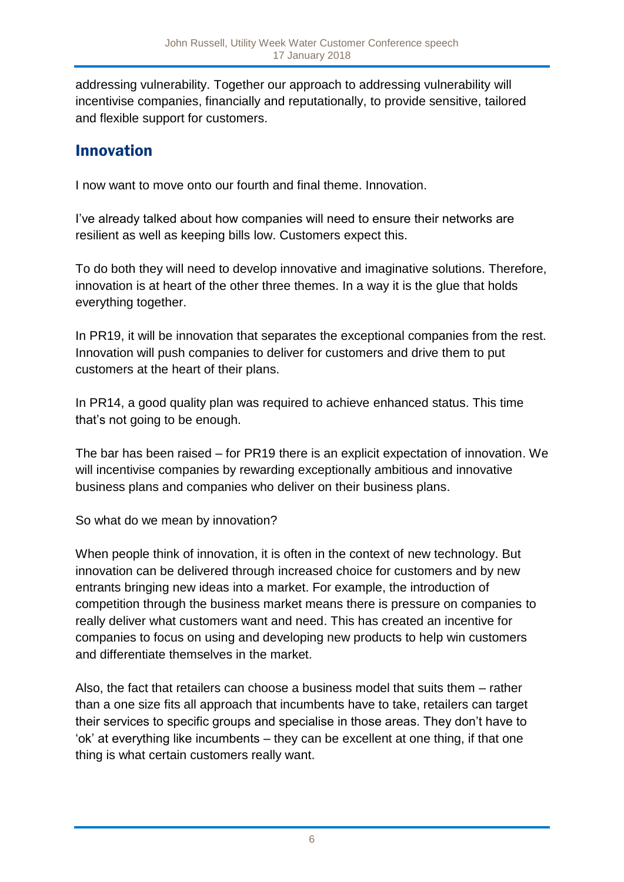addressing vulnerability. Together our approach to addressing vulnerability will incentivise companies, financially and reputationally, to provide sensitive, tailored and flexible support for customers.

## Innovation

I now want to move onto our fourth and final theme. Innovation.

I've already talked about how companies will need to ensure their networks are resilient as well as keeping bills low. Customers expect this.

To do both they will need to develop innovative and imaginative solutions. Therefore, innovation is at heart of the other three themes. In a way it is the glue that holds everything together.

In PR19, it will be innovation that separates the exceptional companies from the rest. Innovation will push companies to deliver for customers and drive them to put customers at the heart of their plans.

In PR14, a good quality plan was required to achieve enhanced status. This time that's not going to be enough.

The bar has been raised – for PR19 there is an explicit expectation of innovation. We will incentivise companies by rewarding exceptionally ambitious and innovative business plans and companies who deliver on their business plans.

So what do we mean by innovation?

When people think of innovation, it is often in the context of new technology. But innovation can be delivered through increased choice for customers and by new entrants bringing new ideas into a market. For example, the introduction of competition through the business market means there is pressure on companies to really deliver what customers want and need. This has created an incentive for companies to focus on using and developing new products to help win customers and differentiate themselves in the market.

Also, the fact that retailers can choose a business model that suits them – rather than a one size fits all approach that incumbents have to take, retailers can target their services to specific groups and specialise in those areas. They don't have to 'ok' at everything like incumbents – they can be excellent at one thing, if that one thing is what certain customers really want.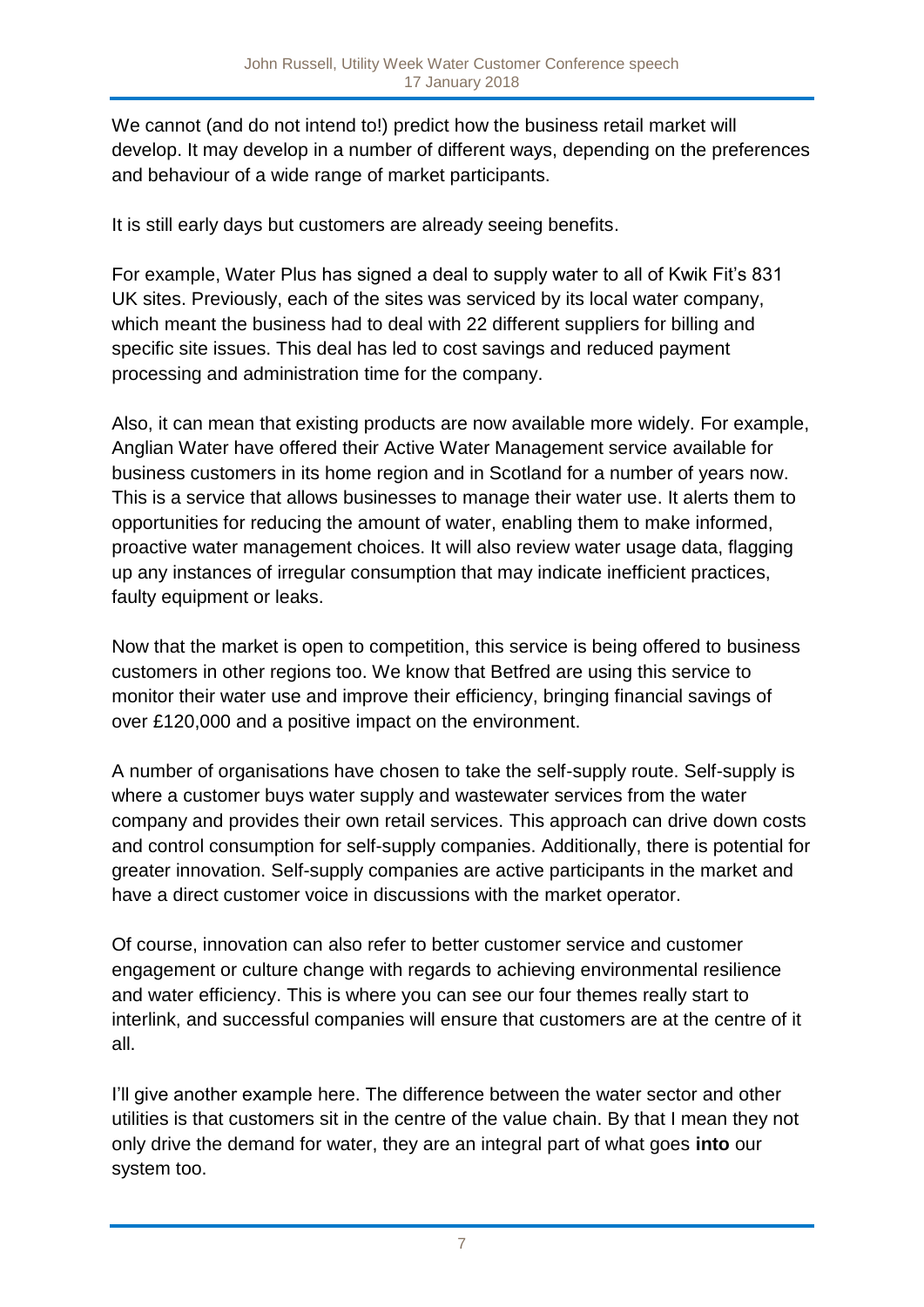We cannot (and do not intend to!) predict how the business retail market will develop. It may develop in a number of different ways, depending on the preferences and behaviour of a wide range of market participants.

It is still early days but customers are already seeing benefits.

For example, Water Plus has signed a deal to supply water to all of Kwik Fit's 831 UK sites. Previously, each of the sites was serviced by its local water company, which meant the business had to deal with 22 different suppliers for billing and specific site issues. This deal has led to cost savings and reduced payment processing and administration time for the company.

Also, it can mean that existing products are now available more widely. For example, Anglian Water have offered their Active Water Management service available for business customers in its home region and in Scotland for a number of years now. This is a service that allows businesses to manage their water use. It alerts them to opportunities for reducing the amount of water, enabling them to make informed, proactive water management choices. It will also review water usage data, flagging up any instances of irregular consumption that may indicate inefficient practices, faulty equipment or leaks.

Now that the market is open to competition, this service is being offered to business customers in other regions too. We know that Betfred are using this service to monitor their water use and improve their efficiency, bringing financial savings of over £120,000 and a positive impact on the environment.

A number of organisations have chosen to take the self-supply route. Self-supply is where a customer buys water supply and wastewater services from the water company and provides their own retail services. This approach can drive down costs and control consumption for self-supply companies. Additionally, there is potential for greater innovation. Self-supply companies are active participants in the market and have a direct customer voice in discussions with the market operator.

Of course, innovation can also refer to better customer service and customer engagement or culture change with regards to achieving environmental resilience and water efficiency. This is where you can see our four themes really start to interlink, and successful companies will ensure that customers are at the centre of it all.

I'll give another example here. The difference between the water sector and other utilities is that customers sit in the centre of the value chain. By that I mean they not only drive the demand for water, they are an integral part of what goes **into** our system too.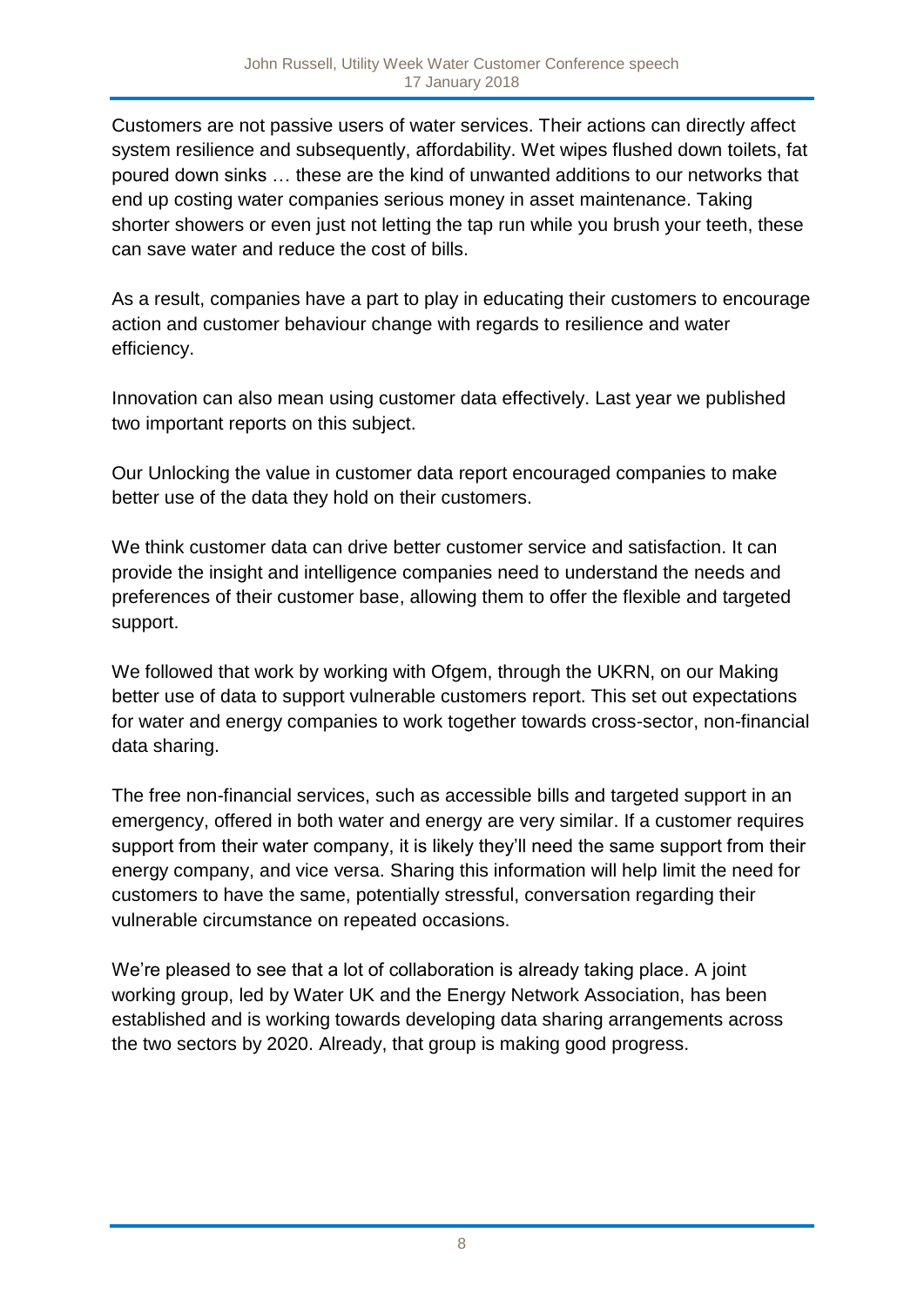Customers are not passive users of water services. Their actions can directly affect system resilience and subsequently, affordability. Wet wipes flushed down toilets, fat poured down sinks … these are the kind of unwanted additions to our networks that end up costing water companies serious money in asset maintenance. Taking shorter showers or even just not letting the tap run while you brush your teeth, these can save water and reduce the cost of bills.

As a result, companies have a part to play in educating their customers to encourage action and customer behaviour change with regards to resilience and water efficiency.

Innovation can also mean using customer data effectively. Last year we published two important reports on this subject.

Our Unlocking the value in customer data report encouraged companies to make better use of the data they hold on their customers.

We think customer data can drive better customer service and satisfaction. It can provide the insight and intelligence companies need to understand the needs and preferences of their customer base, allowing them to offer the flexible and targeted support.

We followed that work by working with Ofgem, through the UKRN, on our Making better use of data to support vulnerable customers report. This set out expectations for water and energy companies to work together towards cross-sector, non-financial data sharing.

The free non-financial services, such as accessible bills and targeted support in an emergency, offered in both water and energy are very similar. If a customer requires support from their water company, it is likely they'll need the same support from their energy company, and vice versa. Sharing this information will help limit the need for customers to have the same, potentially stressful, conversation regarding their vulnerable circumstance on repeated occasions.

We're pleased to see that a lot of collaboration is already taking place. A joint working group, led by Water UK and the Energy Network Association, has been established and is working towards developing data sharing arrangements across the two sectors by 2020. Already, that group is making good progress.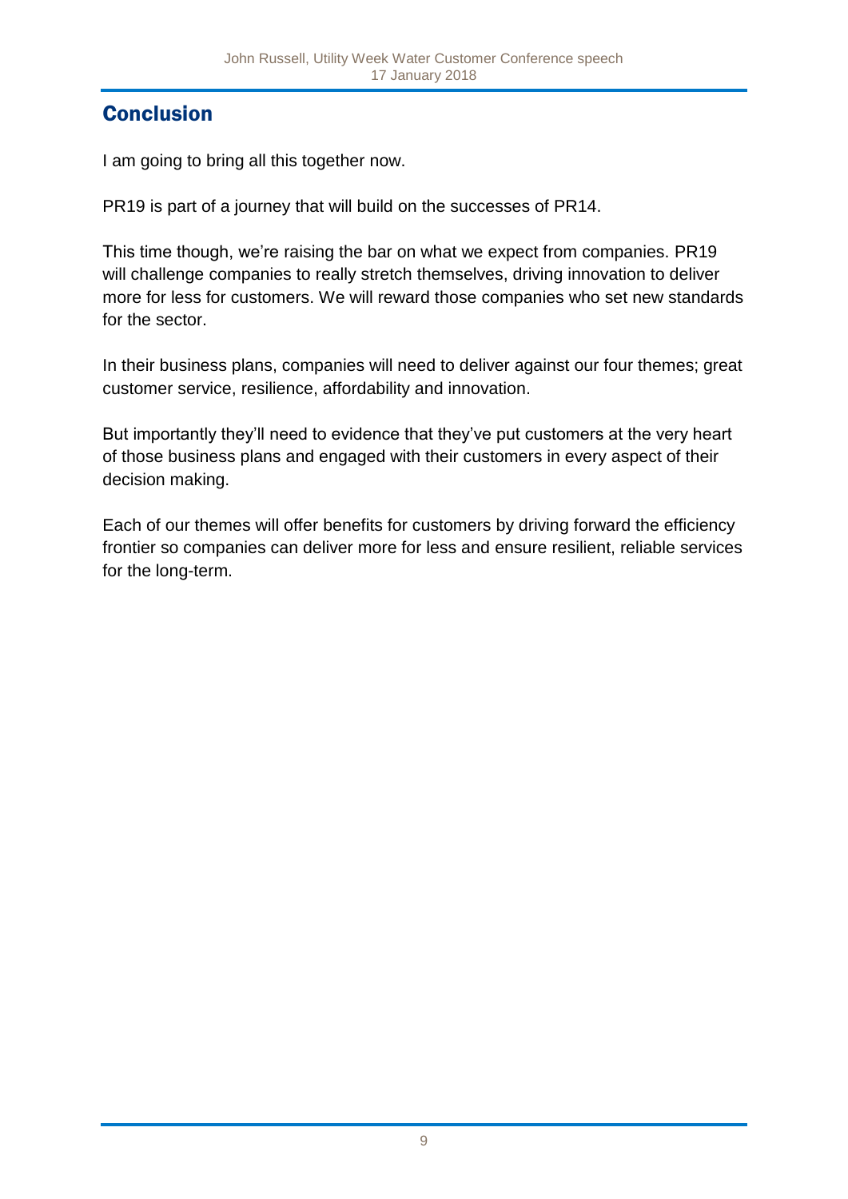## Conclusion

I am going to bring all this together now.

PR19 is part of a journey that will build on the successes of PR14.

This time though, we're raising the bar on what we expect from companies. PR19 will challenge companies to really stretch themselves, driving innovation to deliver more for less for customers. We will reward those companies who set new standards for the sector.

In their business plans, companies will need to deliver against our four themes; great customer service, resilience, affordability and innovation.

But importantly they'll need to evidence that they've put customers at the very heart of those business plans and engaged with their customers in every aspect of their decision making.

Each of our themes will offer benefits for customers by driving forward the efficiency frontier so companies can deliver more for less and ensure resilient, reliable services for the long-term.